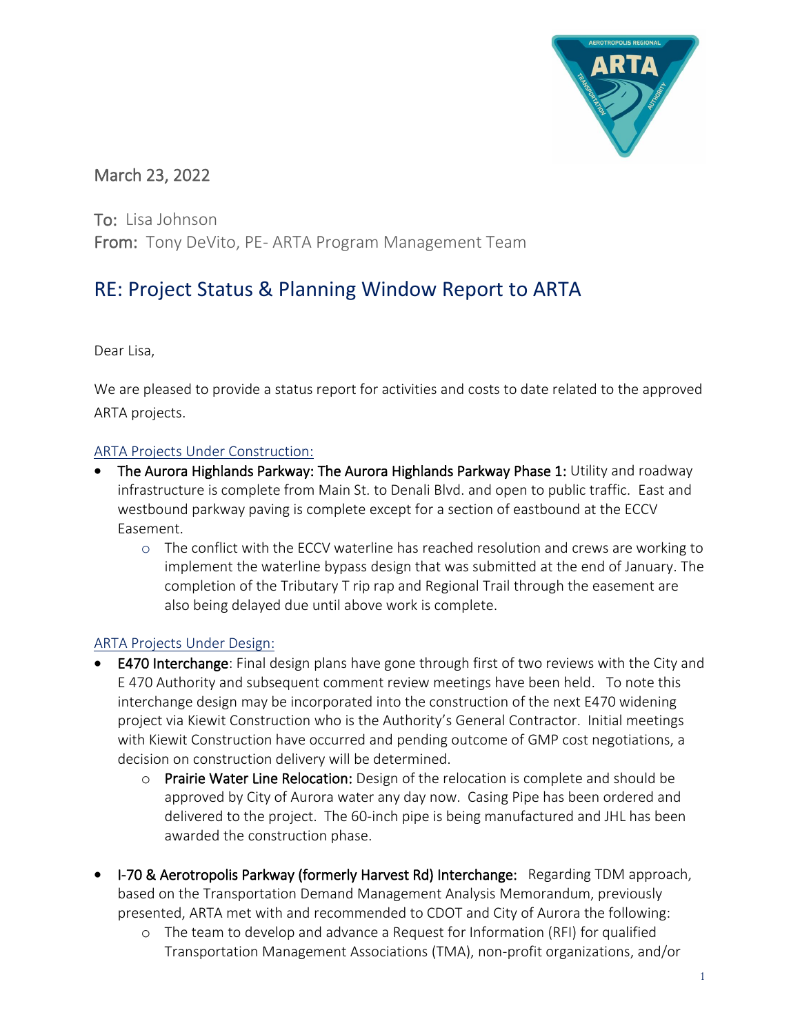March 23, 2022

**To:** Lisa Johnson
**From:** Tony DeVito, PE- ARTA Program Management Team

# RE: Project Status & Planning Window Report to ARTA

Dear Lisa,

We are pleased to provide a status report for activities and costs to date related to the approved ARTA projects.

## ARTA Projects Under Construction:

- **The Aurora Highlands Parkway: The Aurora Highlands Parkway Phase 1:** Utility and roadway infrastructure is complete from Main St. to Denali Blvd. and open to public traffic. East and westbound parkway paving is complete except for a section of eastbound at the ECCV Easement.
  - The conflict with the ECCV waterline has reached resolution and crews are working to implement the waterline bypass design that was submitted at the end of January. The completion of the Tributary T rip rap and Regional Trail through the easement are also being delayed due until above work is complete.

## ARTA Projects Under Design:

- **E470 Interchange**: Final design plans have gone through first of two reviews with the City and E 470 Authority and subsequent comment review meetings have been held. To note this interchange design may be incorporated into the construction of the next E470 widening project via Kiewit Construction who is the Authority's General Contractor. Initial meetings with Kiewit Construction have occurred and pending outcome of GMP cost negotiations, a decision on construction delivery will be determined.
  - **Prairie Water Line Relocation:** Design of the relocation is complete and should be approved by City of Aurora water any day now. Casing Pipe has been ordered and delivered to the project. The 60-inch pipe is being manufactured and JHL has been awarded the construction phase.

- **I-70 & Aerotropolis Parkway (formerly Harvest Rd) Interchange:** Regarding TDM approach, based on the Transportation Demand Management Analysis Memorandum, previously presented, ARTA met with and recommended to CDOT and City of Aurora the following:
  - The team to develop and advance a Request for Information (RFI) for qualified Transportation Management Associations (TMA), non-profit organizations, and/or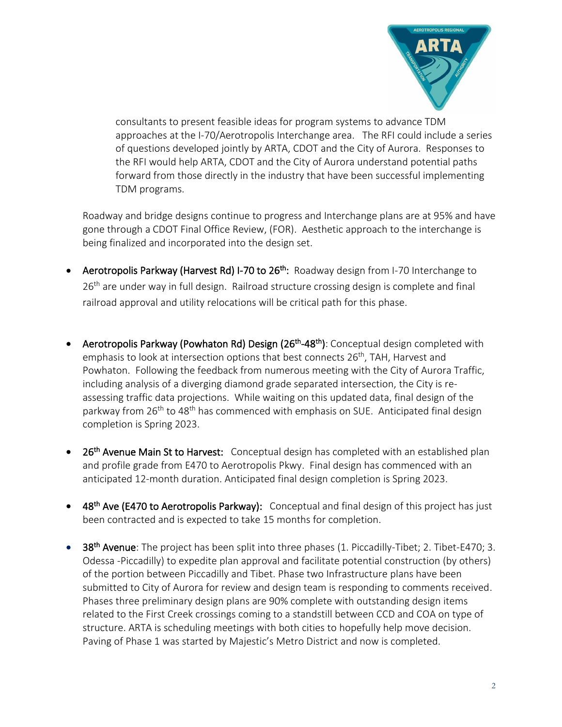consultants to present feasible ideas for program systems to advance TDM approaches at the I-70/Aerotropolis Interchange area. The RFI could include a series of questions developed jointly by ARTA, CDOT and the City of Aurora. Responses to the RFI would help ARTA, CDOT and the City of Aurora understand potential paths forward from those directly in the industry that have been successful implementing TDM programs.

Roadway and bridge designs continue to progress and Interchange plans are at 95% and have gone through a CDOT Final Office Review, (FOR). Aesthetic approach to the interchange is being finalized and incorporated into the design set.

- Aerotropolis Parkway (Harvest Rd) I-70 to 26th: Roadway design from I-70 Interchange to 26th are under way in full design. Railroad structure crossing design is complete and final railroad approval and utility relocations will be critical path for this phase.

- Aerotropolis Parkway (Powhaton Rd) Design (26th-48th): Conceptual design completed with emphasis to look at intersection options that best connects 26th, TAH, Harvest and Powhaton. Following the feedback from numerous meeting with the City of Aurora Traffic, including analysis of a diverging diamond grade separated intersection, the City is re-assessing traffic data projections. While waiting on this updated data, final design of the parkway from 26th to 48th has commenced with emphasis on SUE. Anticipated final design completion is Spring 2023.

- 26th Avenue Main St to Harvest: Conceptual design has completed with an established plan and profile grade from E470 to Aerotropolis Pkwy. Final design has commenced with an anticipated 12-month duration. Anticipated final design completion is Spring 2023.

- 48th Ave (E470 to Aerotropolis Parkway): Conceptual and final design of this project has just been contracted and is expected to take 15 months for completion.

- 38th Avenue: The project has been split into three phases (1. Piccadilly-Tibet; 2. Tibet-E470; 3. Odessa -Piccadilly) to expedite plan approval and facilitate potential construction (by others) of the portion between Piccadilly and Tibet. Phase two Infrastructure plans have been submitted to City of Aurora for review and design team is responding to comments received. Phases three preliminary design plans are 90% complete with outstanding design items related to the First Creek crossings coming to a standstill between CCD and COA on type of structure. ARTA is scheduling meetings with both cities to hopefully help move decision. Paving of Phase 1 was started by Majestic's Metro District and now is completed.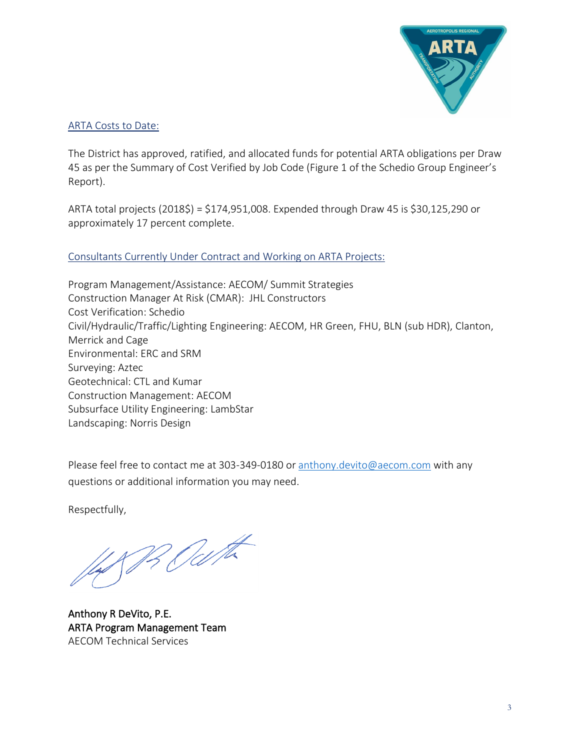## ARTA Costs to Date:

The District has approved, ratified, and allocated funds for potential ARTA obligations per Draw 45 as per the Summary of Cost Verified by Job Code (Figure 1 of the Schedio Group Engineer's Report).

ARTA total projects (2018$) = $174,951,008. Expended through Draw 45 is $30,125,290 or approximately 17 percent complete.

## Consultants Currently Under Contract and Working on ARTA Projects:

Program Management/Assistance: AECOM/ Summit Strategies
Construction Manager At Risk (CMAR): JHL Constructors
Cost Verification: Schedio
Civil/Hydraulic/Traffic/Lighting Engineering: AECOM, HR Green, FHU, BLN (sub HDR), Clanton, Merrick and Cage
Environmental: ERC and SRM
Surveying: Aztec
Geotechnical: CTL and Kumar
Construction Management: AECOM
Subsurface Utility Engineering: LambStar
Landscaping: Norris Design

Please feel free to contact me at 303-349-0180 or anthony.devito@aecom.com with any questions or additional information you may need.

Respectfully,

**Anthony R DeVito, P.E.**
**ARTA Program Management Team**
AECOM Technical Services